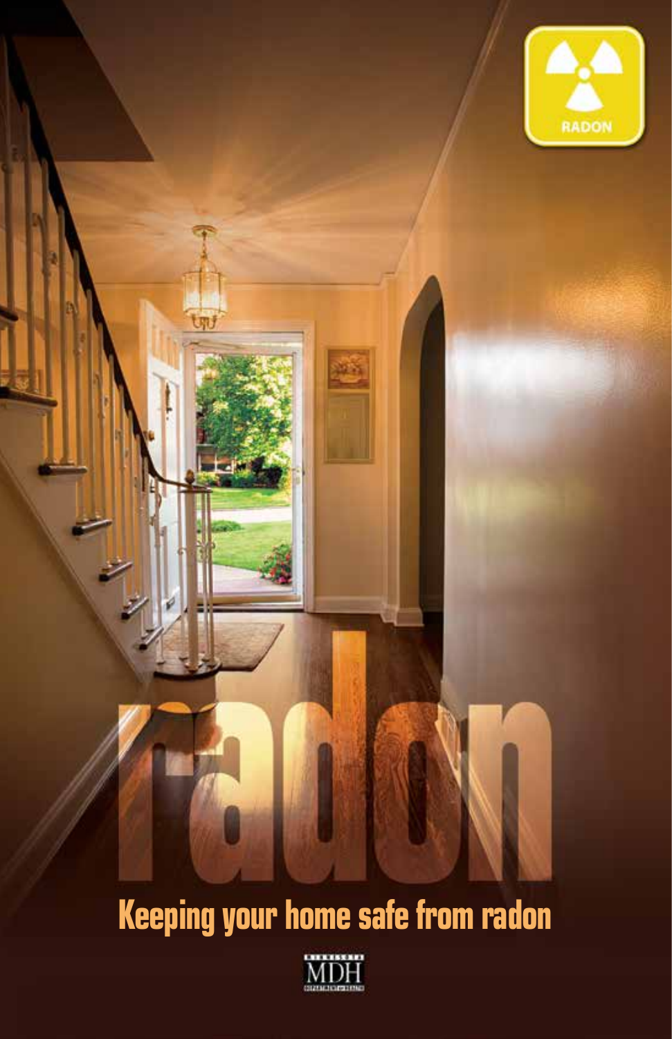RADON

# radon

## Keeping your home safe from radon

MINNESOTA MDH DEPARTMENT of HEALTH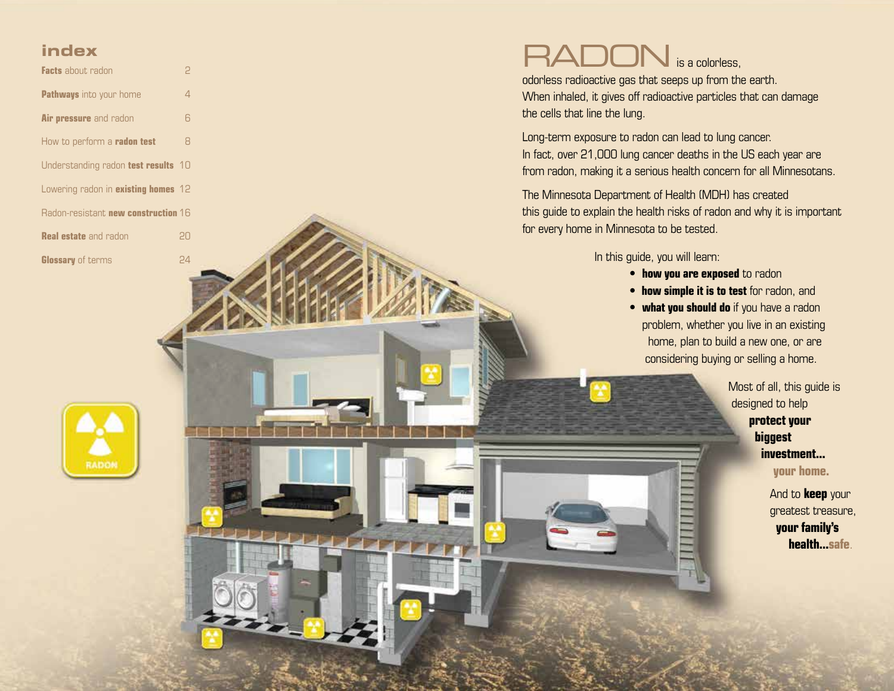## index

| | |
|---|---|
| **Facts** about radon | 2 |
| **Pathways** into your home | 4 |
| **Air pressure** and radon | 6 |
| How to perform a **radon test** | 8 |
| Understanding radon **test results** | 10 |
| Lowering radon in **existing homes** | 12 |
| Radon-resistant **new construction** | 16 |
| **Real estate** and radon | 20 |
| **Glossary** of terms | 24 |

# RADON is a colorless,

odorless radioactive gas that seeps up from the earth. When inhaled, it gives off radioactive particles that can damage the cells that line the lung.

Long-term exposure to radon can lead to lung cancer. In fact, over 21,000 lung cancer deaths in the US each year are from radon, making it a serious health concern for all Minnesotans.

The Minnesota Department of Health (MDH) has created this guide to explain the health risks of radon and why it is important for every home in Minnesota to be tested.

In this guide, you will learn:

- **how you are exposed** to radon
- **how simple it is to test** for radon, and
- **what you should do** if you have a radon problem, whether you live in an existing home, plan to build a new one, or are considering buying or selling a home.

Most of all, this guide is designed to help **protect your biggest investment... your home.**

And to **keep** your greatest treasure, **your family's health...safe.**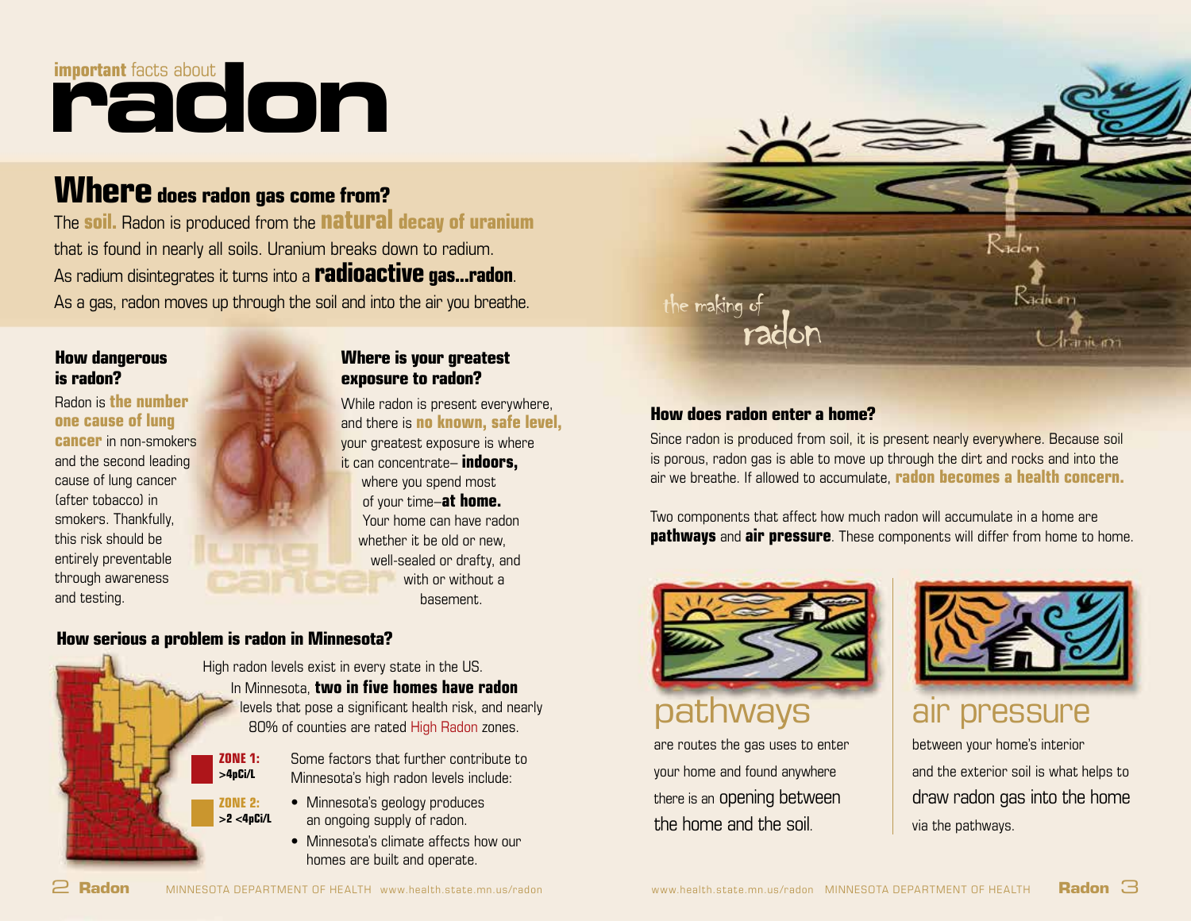# important facts about radon

## Where does radon gas come from?

The **soil.** Radon is produced from the **natural decay of uranium** that is found in nearly all soils. Uranium breaks down to radium. As radium disintegrates it turns into a **radioactive gas...radon**. As a gas, radon moves up through the soil and into the air you breathe.

the making of radon

Radon

Radium

Uranium

### How dangerous is radon?

Radon is **the number one cause of lung cancer** in non-smokers and the second leading cause of lung cancer (after tobacco) in smokers. Thankfully, this risk should be entirely preventable through awareness and testing.

lung cancer

### Where is your greatest exposure to radon?

While radon is present everywhere, and there is **no known, safe level,** your greatest exposure is where it can concentrate– **indoors,** where you spend most of your time–**at home.** Your home can have radon whether it be old or new, well-sealed or drafty, and with or without a basement.

### How serious a problem is radon in Minnesota?

High radon levels exist in every state in the US. In Minnesota, **two in five homes have radon** levels that pose a significant health risk, and nearly 80% of counties are rated High Radon zones.

**ZONE 1:** >4pCi/L

**ZONE 2:** >2 <4pCi/L

Some factors that further contribute to Minnesota's high radon levels include:

- Minnesota's geology produces an ongoing supply of radon.
- Minnesota's climate affects how our homes are built and operate.

### How does radon enter a home?

Since radon is produced from soil, it is present nearly everywhere. Because soil is porous, radon gas is able to move up through the dirt and rocks and into the air we breathe. If allowed to accumulate, **radon becomes a health concern.**

Two components that affect how much radon will accumulate in a home are **pathways** and **air pressure**. These components will differ from home to home.

**pathways** are routes the gas uses to enter your home and found anywhere there is an opening between the home and the soil.

**air pressure** between your home's interior and the exterior soil is what helps to draw radon gas into the home via the pathways.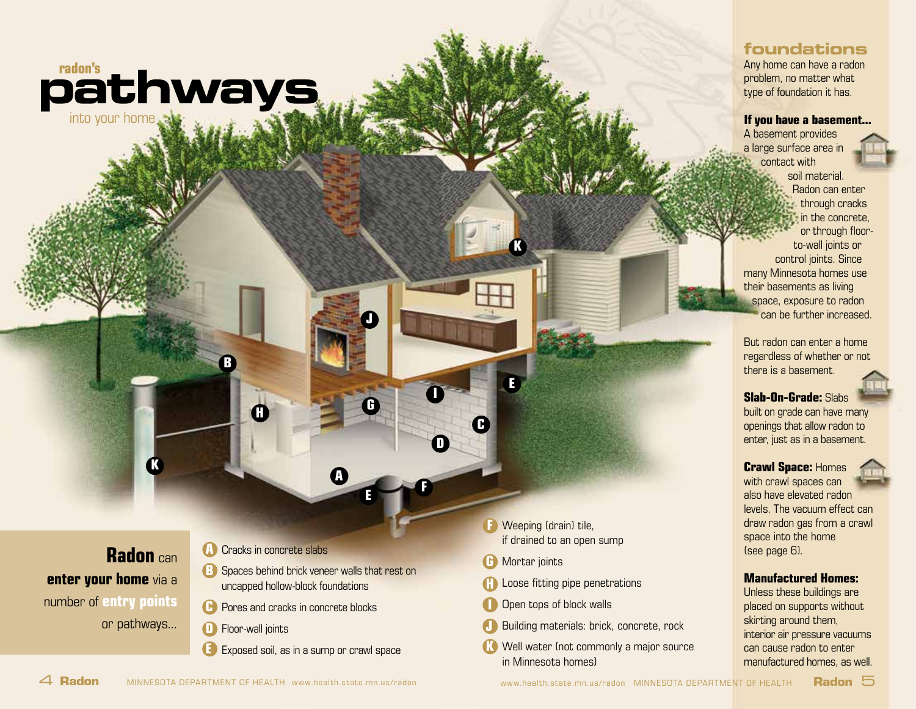# radon's pathways into your home

**Radon** can **enter your home** via a number of **entry points** or pathways...

- **A** Cracks in concrete slabs
- **B** Spaces behind brick veneer walls that rest on uncapped hollow-block foundations
- **C** Pores and cracks in concrete blocks
- **D** Floor-wall joints
- **E** Exposed soil, as in a sump or crawl space
- **F** Weeping (drain) tile, if drained to an open sump
- **G** Mortar joints
- **H** Loose fitting pipe penetrations
- **I** Open tops of block walls
- **J** Building materials: brick, concrete, rock
- **K** Well water (not commonly a major source in Minnesota homes)

## foundations

Any home can have a radon problem, no matter what type of foundation it has.

**If you have a basement...** A basement provides a large surface area in contact with soil material. Radon can enter through cracks in the concrete, or through floor-to-wall joints or control joints. Since many Minnesota homes use their basements as living space, exposure to radon can be further increased.

But radon can enter a home regardless of whether or not there is a basement.

**Slab-On-Grade:** Slabs built on grade can have many openings that allow radon to enter, just as in a basement.

**Crawl Space:** Homes with crawl spaces can also have elevated radon levels. The vacuum effect can draw radon gas from a crawl space into the home (see page 6).

**Manufactured Homes:** Unless these buildings are placed on supports without skirting around them, interior air pressure vacuums can cause radon to enter manufactured homes, as well.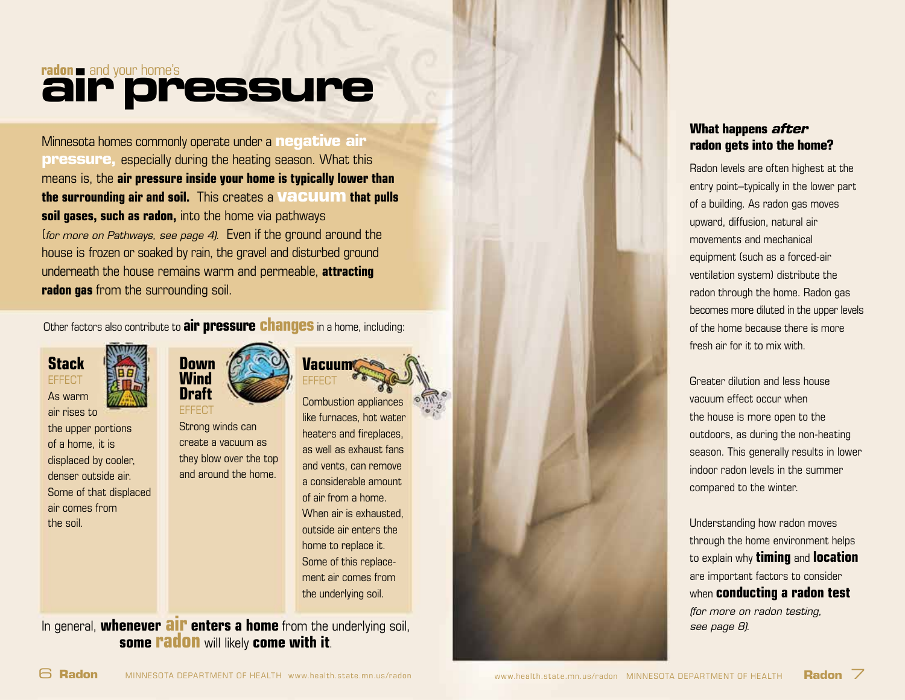# radon and your home's air pressure

Minnesota homes commonly operate under a **negative air pressure,** especially during the heating season. What this means is, the **air pressure inside your home is typically lower than the surrounding air and soil.** This creates a **vacuum that pulls soil gases, such as radon,** into the home via pathways (*for more on Pathways, see page 4*). Even if the ground around the house is frozen or soaked by rain, the gravel and disturbed ground underneath the house remains warm and permeable, **attracting radon gas** from the surrounding soil.

Other factors also contribute to **air pressure changes** in a home, including:

### Stack EFFECT

As warm air rises to the upper portions of a home, it is displaced by cooler, denser outside air. Some of that displaced air comes from the soil.

### Down Wind Draft EFFECT

Strong winds can create a vacuum as they blow over the top and around the home.

### Vacuum EFFECT

Combustion appliances like furnaces, hot water heaters and fireplaces, as well as exhaust fans and vents, can remove a considerable amount of air from a home. When air is exhausted, outside air enters the home to replace it. Some of this replacement air comes from the underlying soil.

In general, **whenever air enters a home** from the underlying soil, **some radon** will likely **come with it**.

### What happens *after* radon gets into the home?

Radon levels are often highest at the entry point–typically in the lower part of a building. As radon gas moves upward, diffusion, natural air movements and mechanical equipment (such as a forced-air ventilation system) distribute the radon through the home. Radon gas becomes more diluted in the upper levels of the home because there is more fresh air for it to mix with.

Greater dilution and less house vacuum effect occur when the house is more open to the outdoors, as during the non-heating season. This generally results in lower indoor radon levels in the summer compared to the winter.

Understanding how radon moves through the home environment helps to explain why **timing** and **location** are important factors to consider when **conducting a radon test** *(for more on radon testing, see page 8).*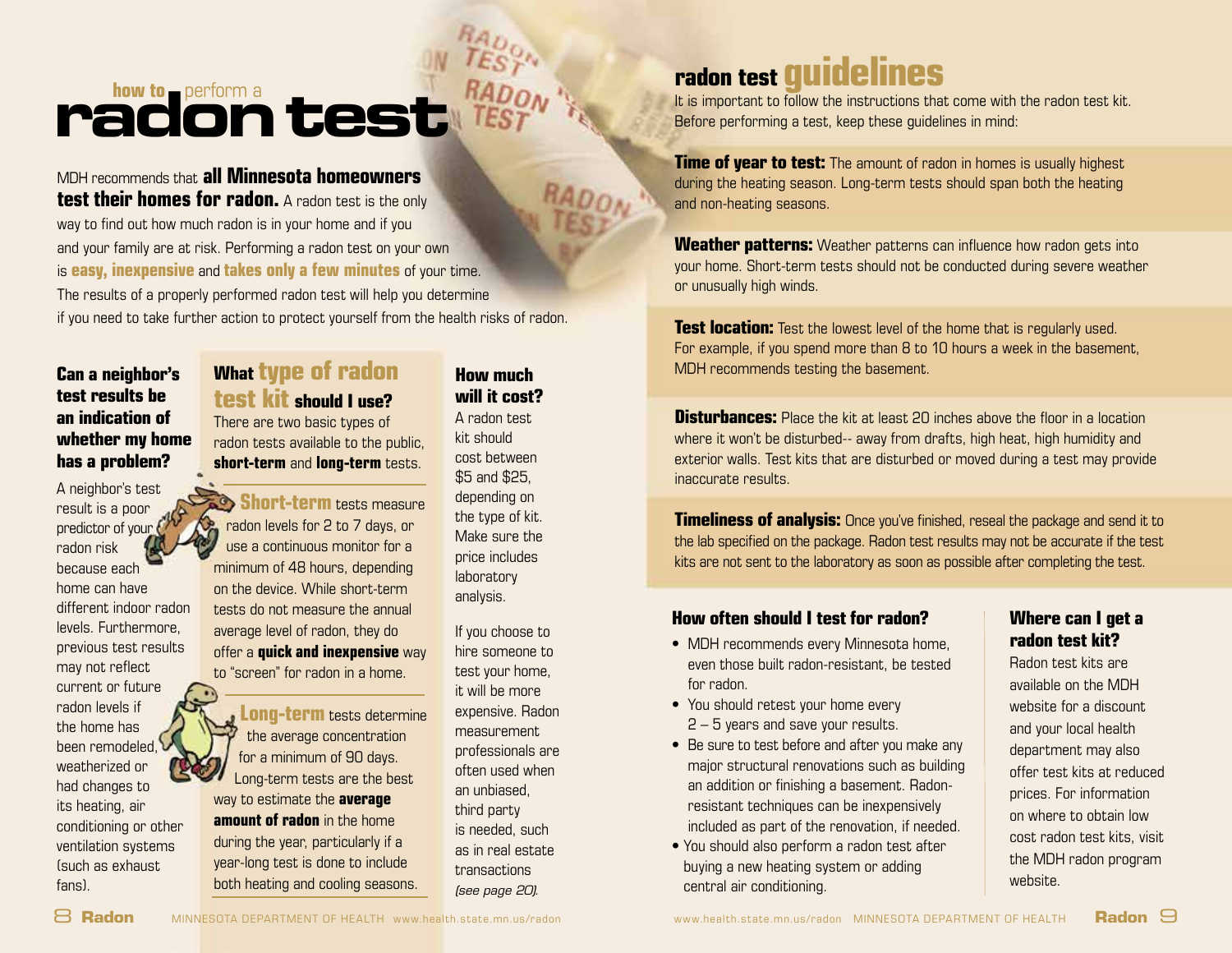# how to perform a radon test

MDH recommends that **all Minnesota homeowners test their homes for radon.** A radon test is the only way to find out how much radon is in your home and if you and your family are at risk. Performing a radon test on your own is **easy, inexpensive** and **takes only a few minutes** of your time. The results of a properly performed radon test will help you determine if you need to take further action to protect yourself from the health risks of radon.

### Can a neighbor's test results be an indication of whether my home has a problem?

A neighbor's test result is a poor predictor of your radon risk because each home can have different indoor radon levels. Furthermore, previous test results may not reflect current or future radon levels if the home has been remodeled, weatherized or had changes to its heating, air conditioning or other ventilation systems (such as exhaust fans).

### What type of radon test kit should I use?

There are two basic types of radon tests available to the public, **short-term** and **long-term** tests.

**Short-term** tests measure radon levels for 2 to 7 days, or use a continuous monitor for a minimum of 48 hours, depending on the device. While short-term tests do not measure the annual average level of radon, they do offer a **quick and inexpensive** way to "screen" for radon in a home.

**Long-term** tests determine the average concentration for a minimum of 90 days. Long-term tests are the best way to estimate the **average amount of radon** in the home during the year, particularly if a year-long test is done to include both heating and cooling seasons.

### How much will it cost?

A radon test kit should cost between $5 and $25, depending on the type of kit. Make sure the price includes laboratory analysis.

If you choose to hire someone to test your home, it will be more expensive. Radon measurement professionals are often used when an unbiased, third party is needed, such as in real estate transactions *(see page 20)*.

## radon test guidelines

It is important to follow the instructions that come with the radon test kit. Before performing a test, keep these guidelines in mind:

**Time of year to test:** The amount of radon in homes is usually highest during the heating season. Long-term tests should span both the heating and non-heating seasons.

**Weather patterns:** Weather patterns can influence how radon gets into your home. Short-term tests should not be conducted during severe weather or unusually high winds.

**Test location:** Test the lowest level of the home that is regularly used. For example, if you spend more than 8 to 10 hours a week in the basement, MDH recommends testing the basement.

**Disturbances:** Place the kit at least 20 inches above the floor in a location where it won't be disturbed-- away from drafts, high heat, high humidity and exterior walls. Test kits that are disturbed or moved during a test may provide inaccurate results.

**Timeliness of analysis:** Once you've finished, reseal the package and send it to the lab specified on the package. Radon test results may not be accurate if the test kits are not sent to the laboratory as soon as possible after completing the test.

### How often should I test for radon?

- MDH recommends every Minnesota home, even those built radon-resistant, be tested for radon.
- You should retest your home every 2 – 5 years and save your results.
- Be sure to test before and after you make any major structural renovations such as building an addition or finishing a basement. Radon-resistant techniques can be inexpensively included as part of the renovation, if needed.
- You should also perform a radon test after buying a new heating system or adding central air conditioning.

### Where can I get a radon test kit?

Radon test kits are available on the MDH website for a discount and your local health department may also offer test kits at reduced prices. For information on where to obtain low cost radon test kits, visit the MDH radon program website.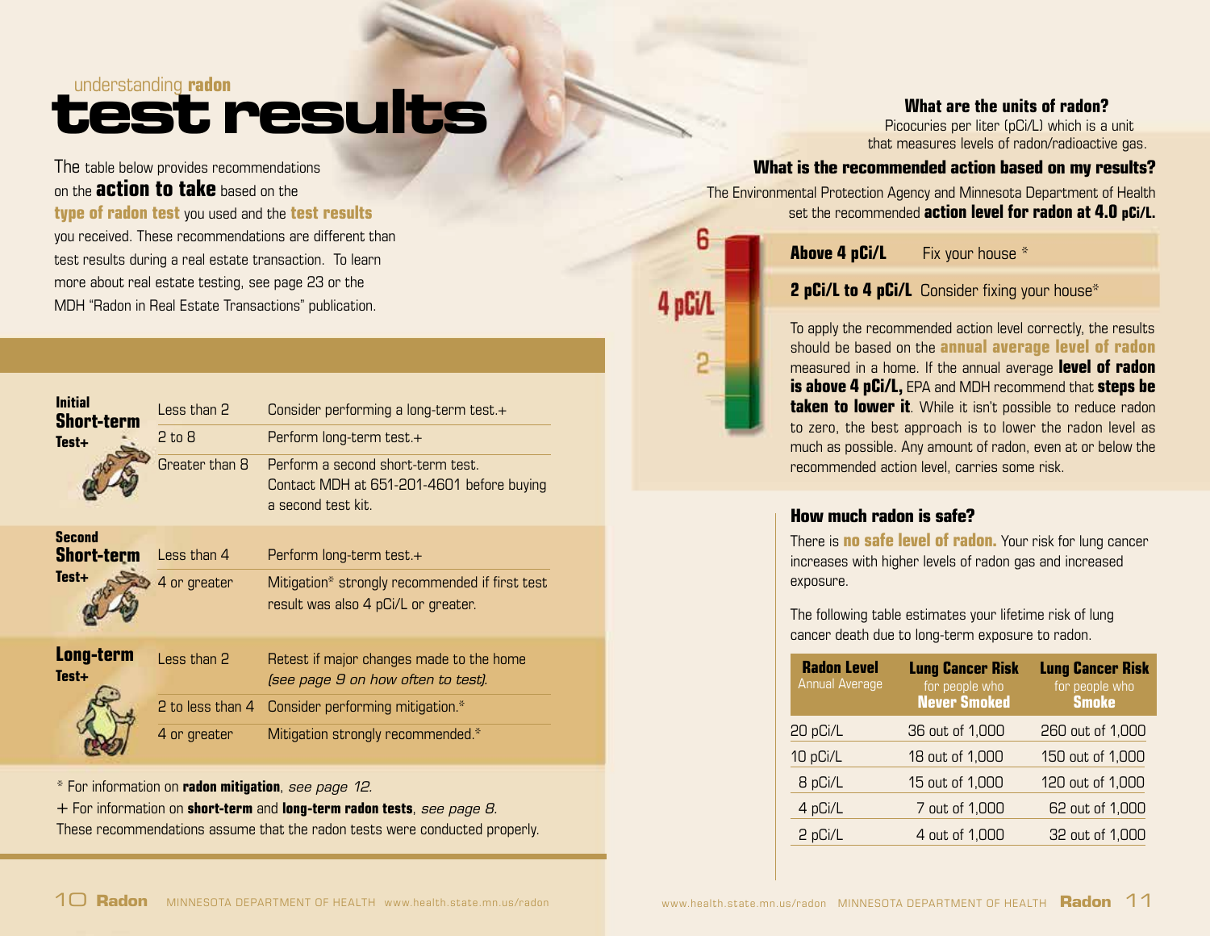understanding **radon**

# test results

The table below provides recommendations on the **action to take** based on the **type of radon test** you used and the **test results** you received. These recommendations are different than test results during a real estate transaction. To learn more about real estate testing, see page 23 or the MDH "Radon in Real Estate Transactions" publication.

| Test | Result | Recommendation |
|---|---|---|
| **Initial Short-term Test+** | Less than 2 | Consider performing a long-term test.+ |
| | 2 to 8 | Perform long-term test.+ |
| | Greater than 8 | Perform a second short-term test. Contact MDH at 651-201-4601 before buying a second test kit. |
| **Second Short-term Test+** | Less than 4 | Perform long-term test.+ |
| | 4 or greater | Mitigation* strongly recommended if first test result was also 4 pCi/L or greater. |
| **Long-term Test+** | Less than 2 | Retest if major changes made to the home *(see page 9 on how often to test).* |
| | 2 to less than 4 | Consider performing mitigation.* |
| | 4 or greater | Mitigation strongly recommended.* |

\* For information on **radon mitigation**, *see page 12.*

+ For information on **short-term** and **long-term radon tests**, *see page 8.*

These recommendations assume that the radon tests were conducted properly.

### What are the units of radon?

Picocuries per liter (pCi/L) which is a unit that measures levels of radon/radioactive gas.

### What is the recommended action based on my results?

The Environmental Protection Agency and Minnesota Department of Health set the recommended **action level for radon at 4.0 pCi/L.**

**Above 4 pCi/L** Fix your house *

**2 pCi/L to 4 pCi/L** Consider fixing your house*

To apply the recommended action level correctly, the results should be based on the **annual average level of radon** measured in a home. If the annual average **level of radon is above 4 pCi/L,** EPA and MDH recommend that **steps be taken to lower it**. While it isn't possible to reduce radon to zero, the best approach is to lower the radon level as much as possible. Any amount of radon, even at or below the recommended action level, carries some risk.

### How much radon is safe?

There is **no safe level of radon.** Your risk for lung cancer increases with higher levels of radon gas and increased exposure.

The following table estimates your lifetime risk of lung cancer death due to long-term exposure to radon.

| Radon Level Annual Average | Lung Cancer Risk for people who Never Smoked | Lung Cancer Risk for people who Smoke |
|---|---|---|
| 20 pCi/L | 36 out of 1,000 | 260 out of 1,000 |
| 10 pCi/L | 18 out of 1,000 | 150 out of 1,000 |
| 8 pCi/L | 15 out of 1,000 | 120 out of 1,000 |
| 4 pCi/L | 7 out of 1,000 | 62 out of 1,000 |
| 2 pCi/L | 4 out of 1,000 | 32 out of 1,000 |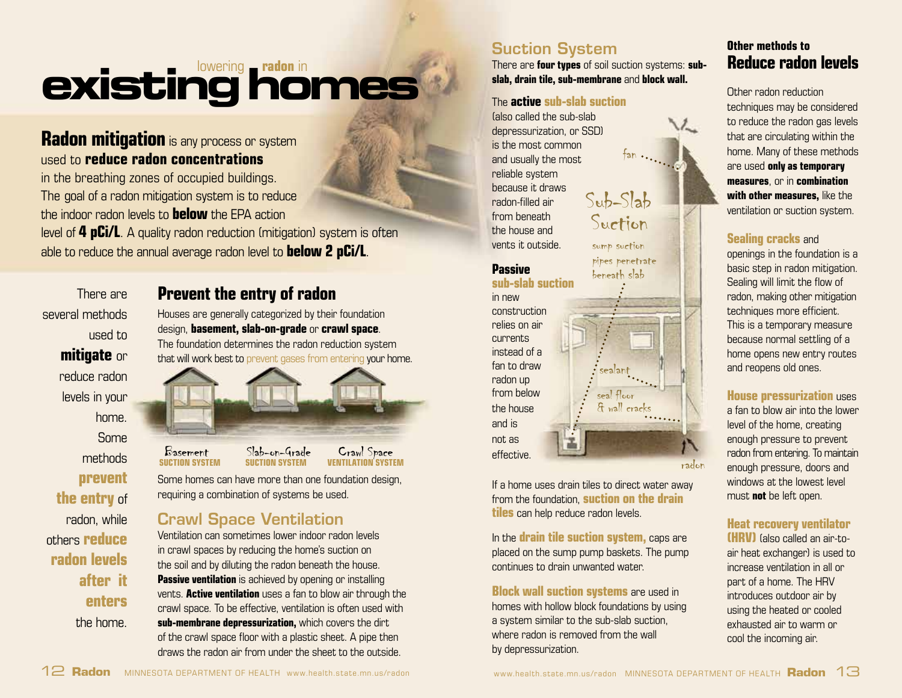# lowering radon in existing homes

**Radon mitigation** is any process or system used to **reduce radon concentrations** in the breathing zones of occupied buildings. The goal of a radon mitigation system is to reduce the indoor radon levels to **below** the EPA action level of **4 pCi/L**. A quality radon reduction (mitigation) system is often able to reduce the annual average radon level to **below 2 pCi/L**.

There are several methods used to **mitigate** or reduce radon levels in your home. Some methods **prevent the entry** of radon, while others **reduce radon levels after it enters** the home.

## Prevent the entry of radon

Houses are generally categorized by their foundation design, **basement, slab-on-grade** or **crawl space**. The foundation determines the radon reduction system that will work best to prevent gases from entering your home.

Basement — SUCTION SYSTEM
Slab-on-Grade — SUCTION SYSTEM
Crawl Space — VENTILATION SYSTEM

Some homes can have more than one foundation design, requiring a combination of systems be used.

## Crawl Space Ventilation

Ventilation can sometimes lower indoor radon levels in crawl spaces by reducing the home's suction on the soil and by diluting the radon beneath the house. **Passive ventilation** is achieved by opening or installing vents. **Active ventilation** uses a fan to blow air through the crawl space. To be effective, ventilation is often used with **sub-membrane depressurization,** which covers the dirt of the crawl space floor with a plastic sheet. A pipe then draws the radon air from under the sheet to the outside.

## Suction System

There are **four types** of soil suction systems: **sub-slab, drain tile, sub-membrane** and **block wall.**

The **active sub-slab suction** (also called the sub-slab depressurization, or SSD) is the most common and usually the most reliable system because it draws radon-filled air from beneath the house and vents it outside.

**Passive sub-slab suction** in new construction relies on air currents instead of a fan to draw radon up from below the house and is not as effective.

Sub-Slab Suction: fan; sump suction pipes penetrate beneath slab; sealant; seal floor & wall cracks; radon

If a home uses drain tiles to direct water away from the foundation, **suction on the drain tiles** can help reduce radon levels.

In the **drain tile suction system,** caps are placed on the sump pump baskets. The pump continues to drain unwanted water.

**Block wall suction systems** are used in homes with hollow block foundations by using a system similar to the sub-slab suction, where radon is removed from the wall by depressurization.

## Other methods to Reduce radon levels

Other radon reduction techniques may be considered to reduce the radon gas levels that are circulating within the home. Many of these methods are used **only as temporary measures**, or in **combination with other measures,** like the ventilation or suction system.

**Sealing cracks** and openings in the foundation is a basic step in radon mitigation. Sealing will limit the flow of radon, making other mitigation techniques more efficient. This is a temporary measure because normal settling of a home opens new entry routes and reopens old ones.

**House pressurization** uses a fan to blow air into the lower level of the home, creating enough pressure to prevent radon from entering. To maintain enough pressure, doors and windows at the lowest level must **not** be left open.

**Heat recovery ventilator (HRV)** (also called an air-to-air heat exchanger) is used to increase ventilation in all or part of a home. The HRV introduces outdoor air by using the heated or cooled exhausted air to warm or cool the incoming air.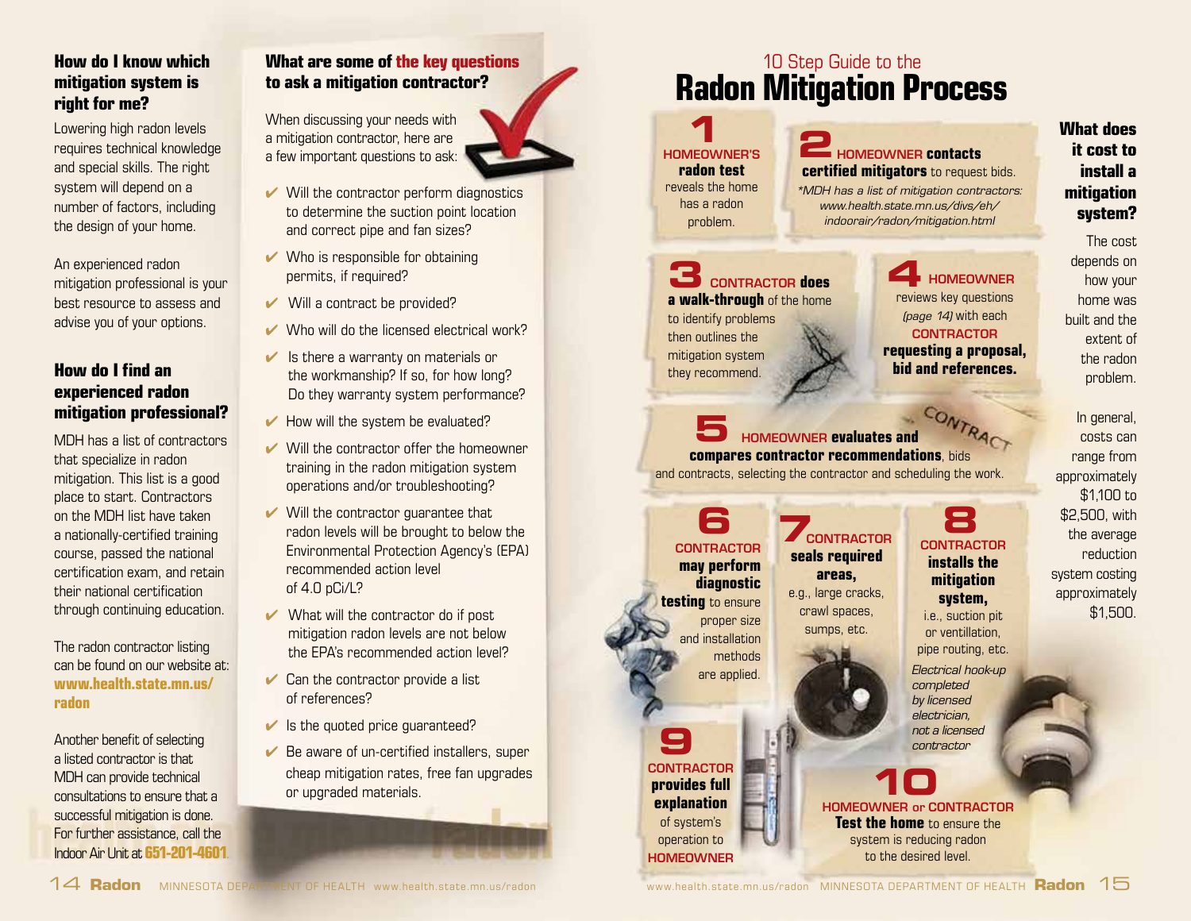## How do I know which mitigation system is right for me?

Lowering high radon levels requires technical knowledge and special skills. The right system will depend on a number of factors, including the design of your home.

An experienced radon mitigation professional is your best resource to assess and advise you of your options.

## How do I find an experienced radon mitigation professional?

MDH has a list of contractors that specialize in radon mitigation. This list is a good place to start. Contractors on the MDH list have taken a nationally-certified training course, passed the national certification exam, and retain their national certification through continuing education.

The radon contractor listing can be found on our website at: **www.health.state.mn.us/radon**

Another benefit of selecting a listed contractor is that MDH can provide technical consultations to ensure that a successful mitigation is done. For further assistance, call the Indoor Air Unit at **651-201-4601**.

## What are some of the key questions to ask a mitigation contractor?

When discussing your needs with a mitigation contractor, here are a few important questions to ask:

- ✔ Will the contractor perform diagnostics to determine the suction point location and correct pipe and fan sizes?
- ✔ Who is responsible for obtaining permits, if required?
- ✔ Will a contract be provided?
- ✔ Who will do the licensed electrical work?
- ✔ Is there a warranty on materials or the workmanship? If so, for how long? Do they warranty system performance?
- ✔ How will the system be evaluated?
- ✔ Will the contractor offer the homeowner training in the radon mitigation system operations and/or troubleshooting?
- ✔ Will the contractor guarantee that radon levels will be brought to below the Environmental Protection Agency's (EPA) recommended action level of 4.0 pCi/L?
- ✔ What will the contractor do if post mitigation radon levels are not below the EPA's recommended action level?
- ✔ Can the contractor provide a list of references?
- ✔ Is the quoted price guaranteed?
- ✔ Be aware of un-certified installers, super cheap mitigation rates, free fan upgrades or upgraded materials.

# 10 Step Guide to the Radon Mitigation Process

**1** HOMEOWNER'S **radon test** reveals the home has a radon problem.

**2** HOMEOWNER **contacts certified mitigators** to request bids.
*\*MDH has a list of mitigation contractors: www.health.state.mn.us/divs/eh/indoorair/radon/mitigation.html*

**3** CONTRACTOR **does a walk-through** of the home to identify problems then outlines the mitigation system they recommend.

**4** HOMEOWNER reviews key questions *(page 14)* with each CONTRACTOR **requesting a proposal, bid and references.**

**5** HOMEOWNER **evaluates and compares contractor recommendations**, bids and contracts, selecting the contractor and scheduling the work.

**6** CONTRACTOR **may perform diagnostic testing** to ensure proper size and installation methods are applied.

**7** CONTRACTOR **seals required areas,** e.g., large cracks, crawl spaces, sumps, etc.

**8** CONTRACTOR **installs the mitigation system,** i.e., suction pit or ventillation, pipe routing, etc.
*Electrical hook-up completed by licensed electrician, not a licensed contractor*

**9** CONTRACTOR **provides full explanation** of system's operation to HOMEOWNER

**10** HOMEOWNER or CONTRACTOR **Test the home** to ensure the system is reducing radon to the desired level.

## What does it cost to install a mitigation system?

The cost depends on how your home was built and the extent of the radon problem.

In general, costs can range from approximately $1,100 to $2,500, with the average reduction system costing approximately $1,500.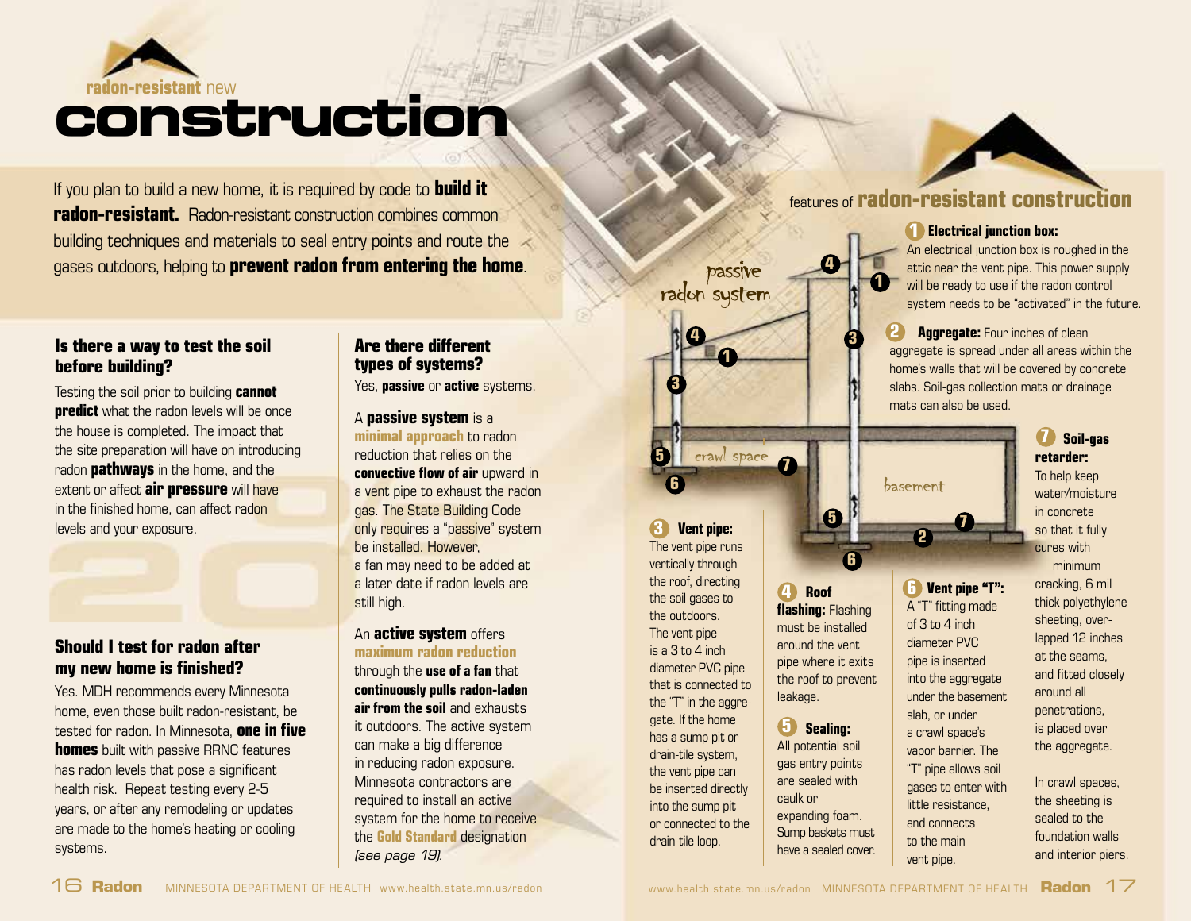radon-resistant new

# construction

If you plan to build a new home, it is required by code to **build it radon-resistant.** Radon-resistant construction combines common building techniques and materials to seal entry points and route the gases outdoors, helping to **prevent radon from entering the home**.

### Is there a way to test the soil before building?

Testing the soil prior to building **cannot predict** what the radon levels will be once the house is completed. The impact that the site preparation will have on introducing radon **pathways** in the home, and the extent or affect **air pressure** will have in the finished home, can affect radon levels and your exposure.

### Should I test for radon after my new home is finished?

Yes. MDH recommends every Minnesota home, even those built radon-resistant, be tested for radon. In Minnesota, **one in five homes** built with passive RRNC features has radon levels that pose a significant health risk. Repeat testing every 2-5 years, or after any remodeling or updates are made to the home's heating or cooling systems.

### Are there different types of systems?

Yes, **passive** or **active** systems.

A **passive system** is a **minimal approach** to radon reduction that relies on the **convective flow of air** upward in a vent pipe to exhaust the radon gas. The State Building Code only requires a "passive" system be installed. However, a fan may need to be added at a later date if radon levels are still high.

An **active system** offers **maximum radon reduction** through the **use of a fan** that **continuously pulls radon-laden air from the soil** and exhausts it outdoors. The active system can make a big difference in reducing radon exposure. Minnesota contractors are required to install an active system for the home to receive the **Gold Standard** designation *(see page 19)*.

## features of radon-resistant construction

passive radon system

crawl space

basement

**1 Electrical junction box:** An electrical junction box is roughed in the attic near the vent pipe. This power supply will be ready to use if the radon control system needs to be "activated" in the future.

**2 Aggregate:** Four inches of clean aggregate is spread under all areas within the home's walls that will be covered by concrete slabs. Soil-gas collection mats or drainage mats can also be used.

**3 Vent pipe:** The vent pipe runs vertically through the roof, directing the soil gases to the outdoors. The vent pipe is a 3 to 4 inch diameter PVC pipe that is connected to the "T" in the aggregate. If the home has a sump pit or drain-tile system, the vent pipe can be inserted directly into the sump pit or connected to the drain-tile loop.

**4 Roof flashing:** Flashing must be installed around the vent pipe where it exits the roof to prevent leakage.

**5 Sealing:** All potential soil gas entry points are sealed with caulk or expanding foam. Sump baskets must have a sealed cover.

**6 Vent pipe "T":** A "T" fitting made of 3 to 4 inch diameter PVC pipe is inserted into the aggregate under the basement slab, or under a crawl space's vapor barrier. The "T" pipe allows soil gases to enter with little resistance, and connects to the main vent pipe.

**7 Soil-gas retarder:** To help keep water/moisture in concrete so that it fully cures with minimum cracking, 6 mil thick polyethylene sheeting, overlapped 12 inches at the seams, and fitted closely around all penetrations, is placed over the aggregate.

In crawl spaces, the sheeting is sealed to the foundation walls and interior piers.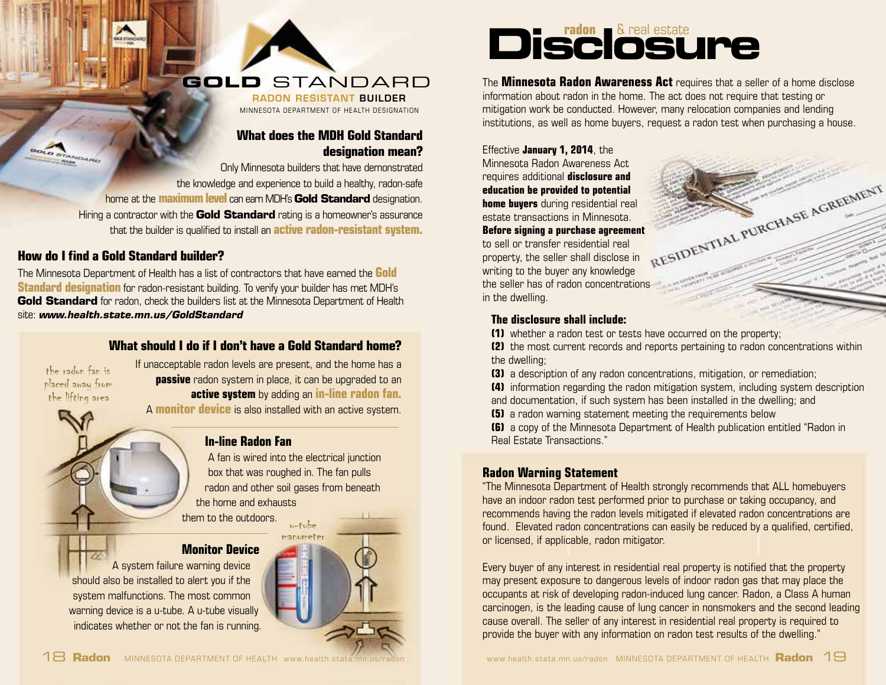# GOLD STANDARD

RADON RESISTANT BUILDER

MINNESOTA DEPARTMENT OF HEALTH DESIGNATION

### What does the MDH Gold Standard designation mean?

Only Minnesota builders that have demonstrated the knowledge and experience to build a healthy, radon-safe home at the **maximum level** can earn MDH's **Gold Standard** designation. Hiring a contractor with the **Gold Standard** rating is a homeowner's assurance that the builder is qualified to install an **active radon-resistant system.**

### How do I find a Gold Standard builder?

The Minnesota Department of Health has a list of contractors that have earned the **Gold Standard designation** for radon-resistant building. To verify your builder has met MDH's **Gold Standard** for radon, check the builders list at the Minnesota Department of Health site: ***www.health.state.mn.us/GoldStandard***

### What should I do if I don't have a Gold Standard home?

If unacceptable radon levels are present, and the home has a **passive** radon system in place, it can be upgraded to an **active system** by adding an **in-line radon fan.** A **monitor device** is also installed with an active system.

the radon fan is placed away from the lifting area

#### In-line Radon Fan

A fan is wired into the electrical junction box that was roughed in. The fan pulls radon and other soil gases from beneath the home and exhausts them to the outdoors.

#### Monitor Device

A system failure warning device should also be installed to alert you if the system malfunctions. The most common warning device is a u-tube. A u-tube visually indicates whether or not the fan is running.

u-tube manometer

# radon & real estate Disclosure

The **Minnesota Radon Awareness Act** requires that a seller of a home disclose information about radon in the home. The act does not require that testing or mitigation work be conducted. However, many relocation companies and lending institutions, as well as home buyers, request a radon test when purchasing a house.

Effective **January 1, 2014**, the Minnesota Radon Awareness Act requires additional **disclosure and education be provided to potential home buyers** during residential real estate transactions in Minnesota. **Before signing a purchase agreement** to sell or transfer residential real property, the seller shall disclose in writing to the buyer any knowledge the seller has of radon concentrations in the dwelling.

**The disclosure shall include:**

**(1)** whether a radon test or tests have occurred on the property;
**(2)** the most current records and reports pertaining to radon concentrations within the dwelling;
**(3)** a description of any radon concentrations, mitigation, or remediation;
**(4)** information regarding the radon mitigation system, including system description and documentation, if such system has been installed in the dwelling; and
**(5)** a radon warning statement meeting the requirements below
**(6)** a copy of the Minnesota Department of Health publication entitled "Radon in Real Estate Transactions."

### Radon Warning Statement

"The Minnesota Department of Health strongly recommends that ALL homebuyers have an indoor radon test performed prior to purchase or taking occupancy, and recommends having the radon levels mitigated if elevated radon concentrations are found. Elevated radon concentrations can easily be reduced by a qualified, certified, or licensed, if applicable, radon mitigator.

Every buyer of any interest in residential real property is notified that the property may present exposure to dangerous levels of indoor radon gas that may place the occupants at risk of developing radon-induced lung cancer. Radon, a Class A human carcinogen, is the leading cause of lung cancer in nonsmokers and the second leading cause overall. The seller of any interest in residential real property is required to provide the buyer with any information on radon test results of the dwelling."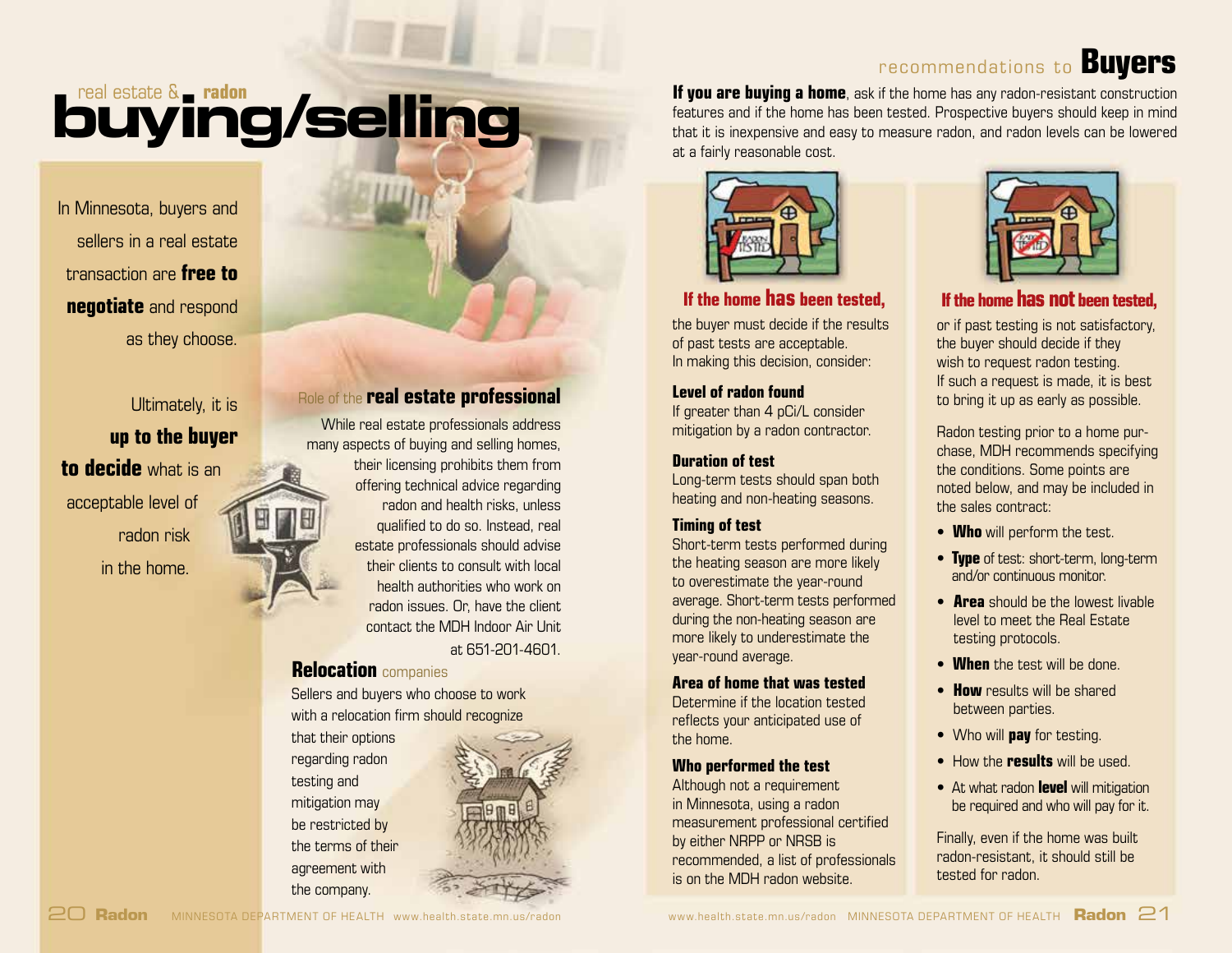# real estate & radon buying/selling

In Minnesota, buyers and sellers in a real estate transaction are **free to negotiate** and respond as they choose.

Ultimately, it is **up to the buyer to decide** what is an acceptable level of radon risk in the home.

## Role of the **real estate professional**

While real estate professionals address many aspects of buying and selling homes, their licensing prohibits them from offering technical advice regarding radon and health risks, unless qualified to do so. Instead, real estate professionals should advise their clients to consult with local health authorities who work on radon issues. Or, have the client contact the MDH Indoor Air Unit at 651-201-4601.

## **Relocation** companies

Sellers and buyers who choose to work with a relocation firm should recognize that their options regarding radon testing and mitigation may be restricted by the terms of their agreement with the company.

## recommendations to **Buyers**

**If you are buying a home**, ask if the home has any radon-resistant construction features and if the home has been tested. Prospective buyers should keep in mind that it is inexpensive and easy to measure radon, and radon levels can be lowered at a fairly reasonable cost.

### If the home **has** been tested,

the buyer must decide if the results of past tests are acceptable. In making this decision, consider:

**Level of radon found**
If greater than 4 pCi/L consider mitigation by a radon contractor.

**Duration of test**
Long-term tests should span both heating and non-heating seasons.

**Timing of test**
Short-term tests performed during the heating season are more likely to overestimate the year-round average. Short-term tests performed during the non-heating season are more likely to underestimate the year-round average.

**Area of home that was tested**
Determine if the location tested reflects your anticipated use of the home.

**Who performed the test**
Although not a requirement in Minnesota, using a radon measurement professional certified by either NRPP or NRSB is recommended, a list of professionals is on the MDH radon website.

### If the home **has not** been tested,

or if past testing is not satisfactory, the buyer should decide if they wish to request radon testing. If such a request is made, it is best to bring it up as early as possible.

Radon testing prior to a home purchase, MDH recommends specifying the conditions. Some points are noted below, and may be included in the sales contract:

- **Who** will perform the test.
- **Type** of test: short-term, long-term and/or continuous monitor.
- **Area** should be the lowest livable level to meet the Real Estate testing protocols.
- **When** the test will be done.
- **How** results will be shared between parties.
- Who will **pay** for testing.
- How the **results** will be used.
- At what radon **level** will mitigation be required and who will pay for it.

Finally, even if the home was built radon-resistant, it should still be tested for radon.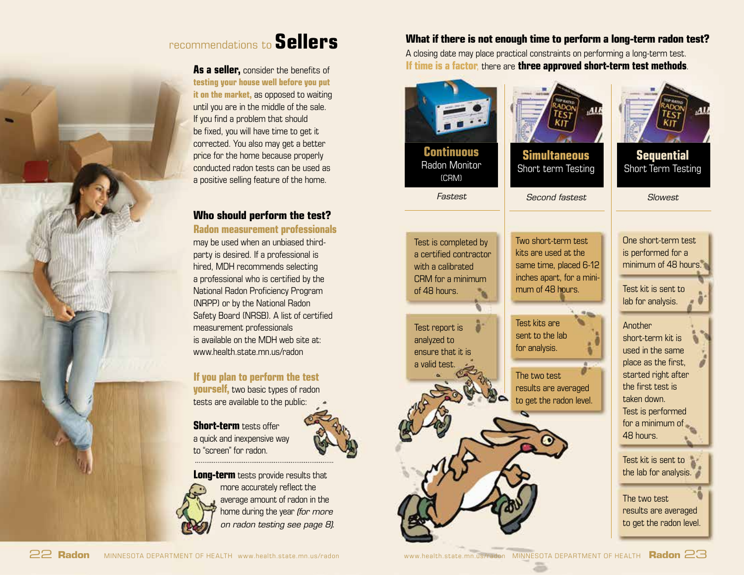## recommendations to **Sellers**

**As a seller,** consider the benefits of **testing your house well before you put it on the market,** as opposed to waiting until you are in the middle of the sale. If you find a problem that should be fixed, you will have time to get it corrected. You also may get a better price for the home because properly conducted radon tests can be used as a positive selling feature of the home.

### Who should perform the test?

**Radon measurement professionals** may be used when an unbiased third-party is desired. If a professional is hired, MDH recommends selecting a professional who is certified by the National Radon Proficiency Program (NRPP) or by the National Radon Safety Board (NRSB). A list of certified measurement professionals is available on the MDH web site at: www.health.state.mn.us/radon

**If you plan to perform the test yourself,** two basic types of radon tests are available to the public:

**Short-term** tests offer a quick and inexpensive way to "screen" for radon.

**Long-term** tests provide results that more accurately reflect the average amount of radon in the home during the year *(for more on radon testing see page 8).*

### What if there is not enough time to perform a long-term radon test?

A closing date may place practical constraints on performing a long-term test. **If time is a factor**, there are **three approved short-term test methods**.

| **Continuous** Radon Monitor (CRM) | **Simultaneous** Short term Testing | **Sequential** Short Term Testing |
|---|---|---|
| *Fastest* | *Second fastest* | *Slowest* |
| Test is completed by a certified contractor with a calibrated CRM for a minimum of 48 hours. | Two short-term test kits are used at the same time, placed 6-12 inches apart, for a minimum of 48 hours. | One short-term test is performed for a minimum of 48 hours. |
| Test report is analyzed to ensure that it is a valid test. | Test kits are sent to the lab for analysis. | Test kit is sent to lab for analysis. |
| | The two test results are averaged to get the radon level. | Another short-term kit is used in the same place as the first, started right after the first test is taken down. Test is performed for a minimum of 48 hours. |
| | | Test kit is sent to the lab for analysis. |
| | | The two test results are averaged to get the radon level. |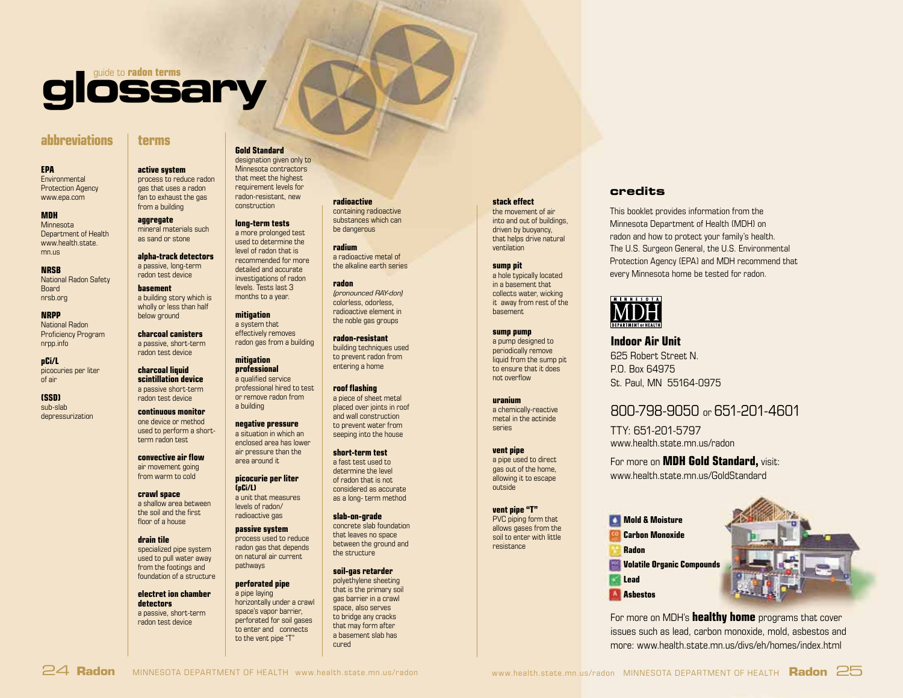# glossary

guide to **radon terms**

## abbreviations

**EPA**
Environmental Protection Agency
www.epa.com

**MDH**
Minnesota Department of Health
www.health.state.mn.us

**NRSB**
National Radon Safety Board
nrsb.org

**NRPP**
National Radon Proficiency Program
nrpp.info

**pCi/L**
picocuries per liter of air

**(SSD)**
sub-slab depressurization

## terms

**active system**
process to reduce radon gas that uses a radon fan to exhaust the gas from a building

**aggregate**
mineral materials such as sand or stone

**alpha-track detectors**
a passive, long-term radon test device

**basement**
a building story which is wholly or less than half below ground

**charcoal canisters**
a passive, short-term radon test device

**charcoal liquid scintillation device**
a passive short-term radon test device

**continuous monitor**
one device or method used to perform a short-term radon test

**convective air flow**
air movement going from warm to cold

**crawl space**
a shallow area between the soil and the first floor of a house

**drain tile**
specialized pipe system used to pull water away from the footings and foundation of a structure

**electret ion chamber detectors**
a passive, short-term radon test device

**Gold Standard**
designation given only to Minnesota contractors that meet the highest requirement levels for radon-resistant, new construction

**long-term tests**
a more prolonged test used to determine the level of radon that is recommended for more detailed and accurate investigations of radon levels. Tests last 3 months to a year.

**mitigation**
a system that effectively removes radon gas from a building

**mitigation professional**
a qualified service professional hired to test or remove radon from a building

**negative pressure**
a situation in which an enclosed area has lower air pressure than the area around it

**picocurie per liter (pCi/L)**
a unit that measures levels of radon/ radioactive gas

**passive system**
process used to reduce radon gas that depends on natural air current pathways

**perforated pipe**
a pipe laying horizontally under a crawl space's vapor barrier, perforated for soil gases to enter and connects to the vent pipe "T"

**radioactive**
containing radioactive substances which can be dangerous

**radium**
a radioactive metal of the alkaline earth series

**radon**
*(pronounced RAY-don)* colorless, odorless, radioactive element in the noble gas groups

**radon-resistant**
building techniques used to prevent radon from entering a home

**roof flashing**
a piece of sheet metal placed over joints in roof and wall construction to prevent water from seeping into the house

**short-term test**
a fast test used to determine the level of radon that is not considered as accurate as a long- term method

**slab-on-grade**
concrete slab foundation that leaves no space between the ground and the structure

**soil-gas retarder**
polyethylene sheeting that is the primary soil gas barrier in a crawl space, also serves to bridge any cracks that may form after a basement slab has cured

**stack effect**
the movement of air into and out of buildings, driven by buoyancy, that helps drive natural ventilation

**sump pit**
a hole typically located in a basement that collects water, wicking it away from rest of the basement

**sump pump**
a pump designed to periodically remove liquid from the sump pit to ensure that it does not overflow

**uranium**
a chemically-reactive metal in the actinide series

**vent pipe**
a pipe used to direct gas out of the home, allowing it to escape outside

**vent pipe "T"**
PVC piping form that allows gases from the soil to enter with little resistance

## credits

This booklet provides information from the Minnesota Department of Health (MDH) on radon and how to protect your family's health. The U.S. Surgeon General, the U.S. Environmental Protection Agency (EPA) and MDH recommend that every Minnesota home be tested for radon.

MINNESOTA MDH DEPARTMENT of HEALTH

**Indoor Air Unit**
625 Robert Street N.
P.O. Box 64975
St. Paul, MN 55164-0975

800-798-9050 or 651-201-4601

TTY: 651-201-5797
www.health.state.mn.us/radon

For more on **MDH Gold Standard,** visit:
www.health.state.mn.us/GoldStandard

- **Mold & Moisture**
- **Carbon Monoxide**
- **Radon**
- **Volatile Organic Compounds**
- **Lead**
- **Asbestos**

For more on MDH's **healthy home** programs that cover issues such as lead, carbon monoxide, mold, asbestos and more: www.health.state.mn.us/divs/eh/homes/index.html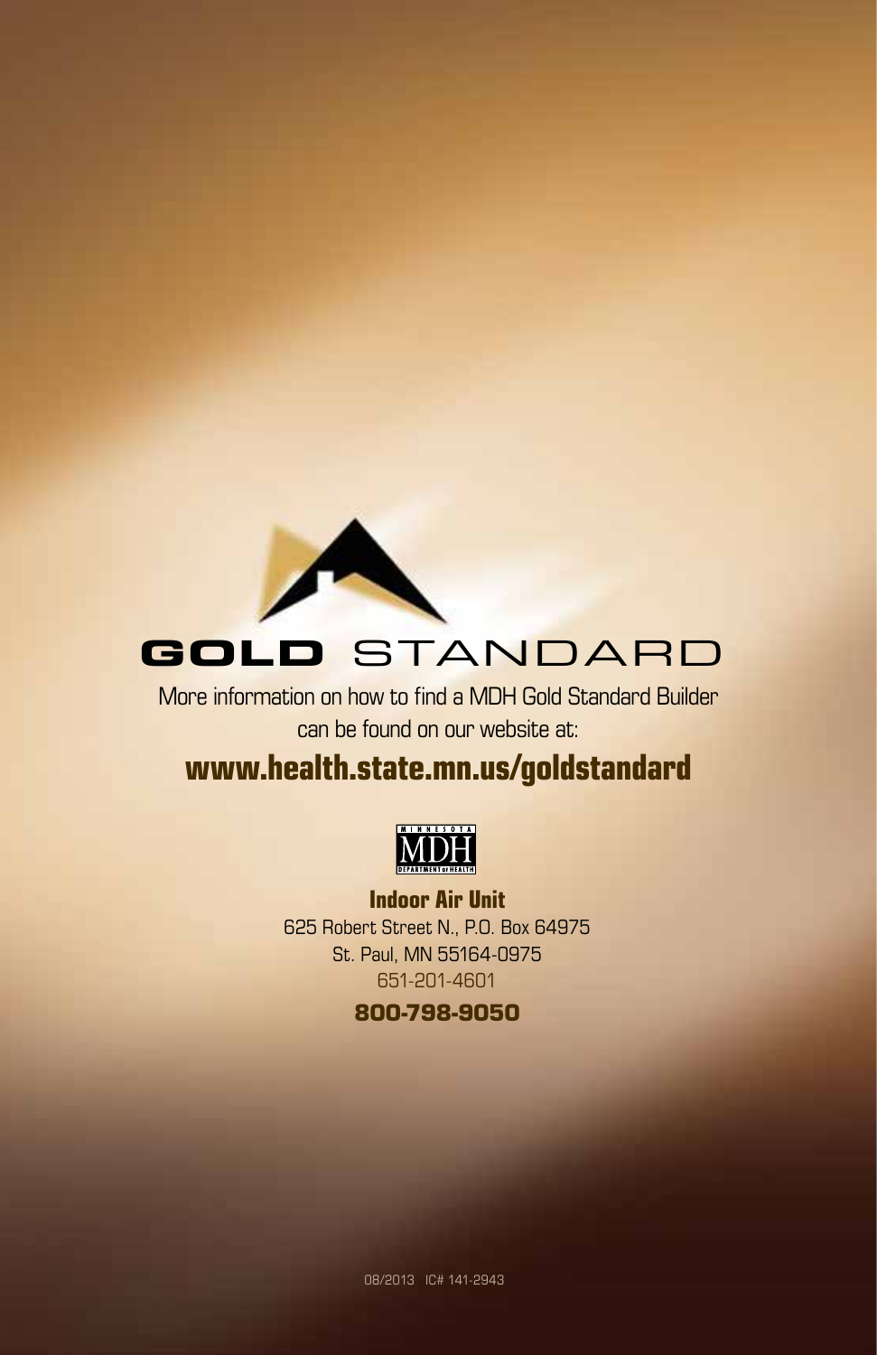**GOLD** STANDARD

More information on how to find a MDH Gold Standard Builder can be found on our website at:

**www.health.state.mn.us/goldstandard**

MINNESOTA MDH DEPARTMENT of HEALTH

**Indoor Air Unit**

625 Robert Street N., P.O. Box 64975

St. Paul, MN 55164-0975

651-201-4601

**800-798-9050**

08/2013 IC# 141-2943